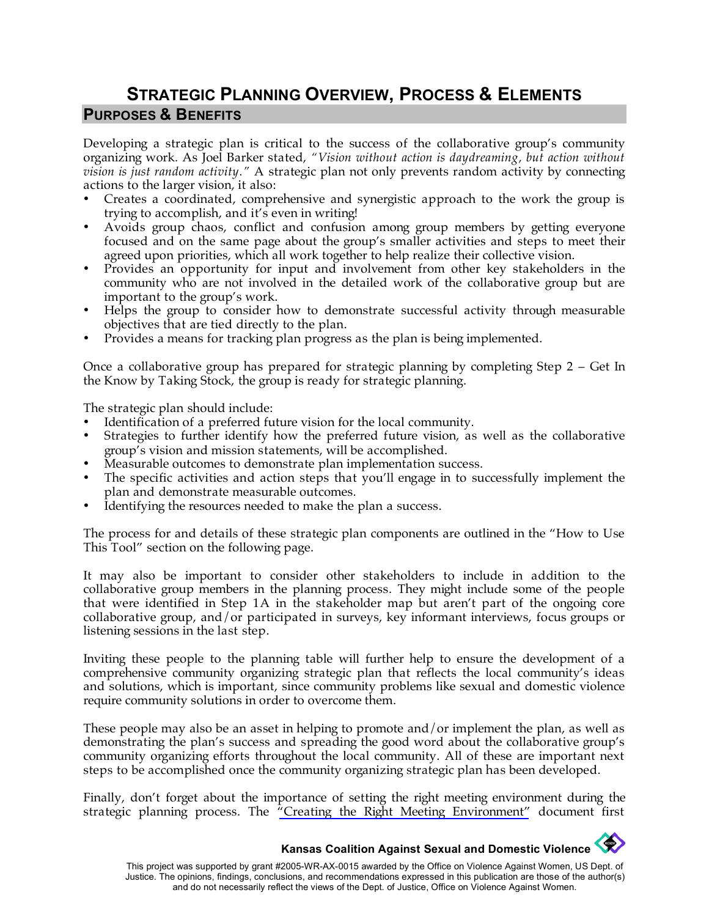# STRATEGIC PLANNING OVERVIEW, PROCESS & ELEMENTS

## PURPOSES & BENEFITS

Developing a strategic plan is critical to the success of the collaborative group's community organizing work. As Joel Barker stated, *"Vision without action is daydreaming, but action without vision is just random activity."* A strategic plan not only prevents random activity by connecting actions to the larger vision, it also:

- Creates a coordinated, comprehensive and synergistic approach to the work the group is trying to accomplish, and it's even in writing!
- Avoids group chaos, conflict and confusion among group members by getting everyone focused and on the same page about the group's smaller activities and steps to meet their agreed upon priorities, which all work together to help realize their collective vision.
- Provides an opportunity for input and involvement from other key stakeholders in the community who are not involved in the detailed work of the collaborative group but are important to the group's work.
- Helps the group to consider how to demonstrate successful activity through measurable objectives that are tied directly to the plan.
- Provides a means for tracking plan progress as the plan is being implemented.

Once a collaborative group has prepared for strategic planning by completing Step 2 – Get In the Know by Taking Stock, the group is ready for strategic planning.

The strategic plan should include:

- Identification of a preferred future vision for the local community.
- Strategies to further identify how the preferred future vision, as well as the collaborative group's vision and mission statements, will be accomplished.
- Measurable outcomes to demonstrate plan implementation success.
- The specific activities and action steps that you'll engage in to successfully implement the plan and demonstrate measurable outcomes.
- Identifying the resources needed to make the plan a success.

The process for and details of these strategic plan components are outlined in the "How to Use This Tool" section on the following page.

It may also be important to consider other stakeholders to include in addition to the collaborative group members in the planning process. They might include some of the people that were identified in Step 1A in the stakeholder map but aren't part of the ongoing core collaborative group, and/or participated in surveys, key informant interviews, focus groups or listening sessions in the last step.

Inviting these people to the planning table will further help to ensure the development of a comprehensive community organizing strategic plan that reflects the local community's ideas and solutions, which is important, since community problems like sexual and domestic violence require community solutions in order to overcome them.

These people may also be an asset in helping to promote and/or implement the plan, as well as demonstrating the plan's success and spreading the good word about the collaborative group's community organizing efforts throughout the local community. All of these are important next steps to be accomplished once the community organizing strategic plan has been developed.

Finally, don't forget about the importance of setting the right meeting environment during the strategic planning process. The "Creating the Right Meeting Environment" document first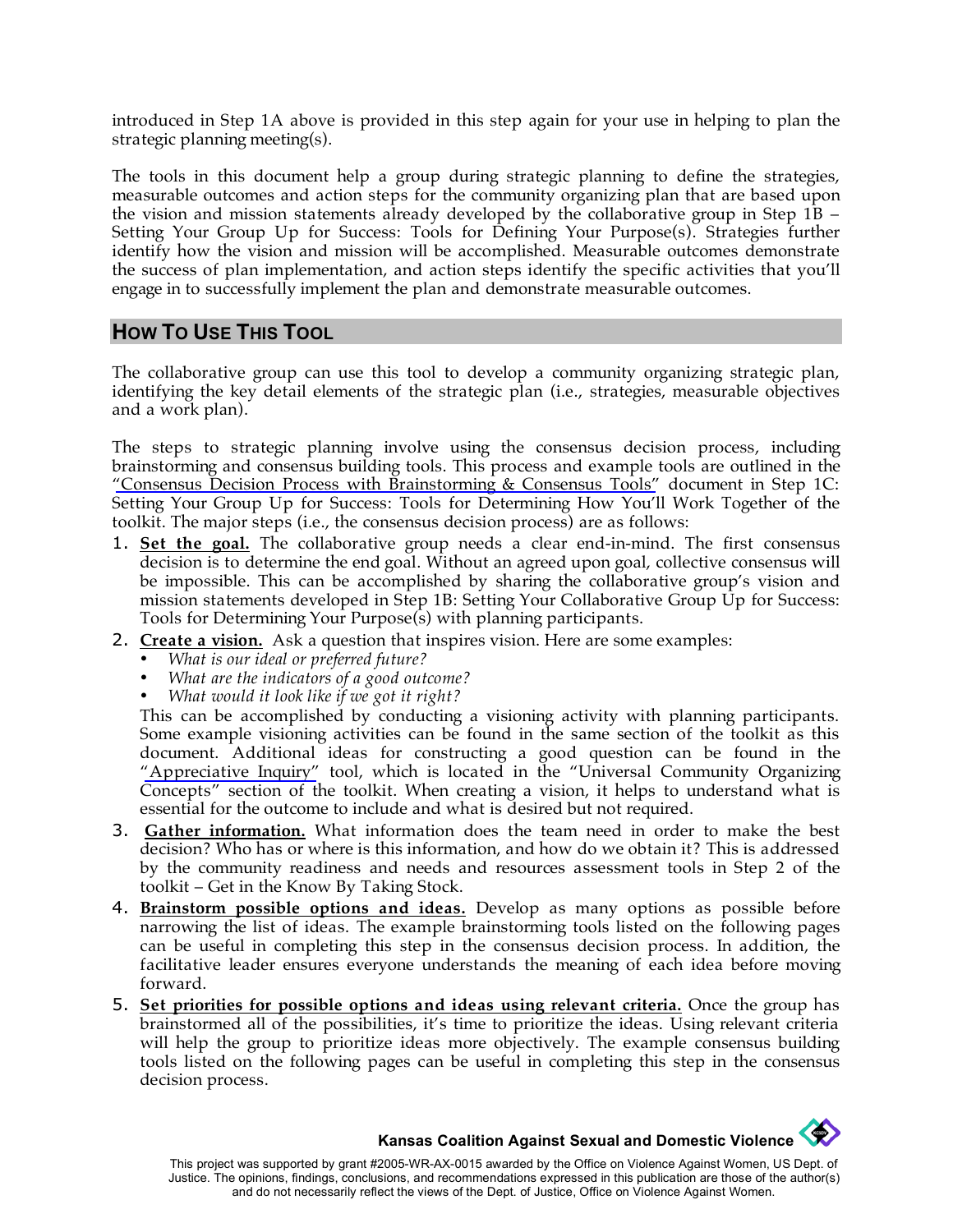introduced in Step 1A above is provided in this step again for your use in helping to plan the strategic planning meeting(s).

The tools in this document help a group during strategic planning to define the strategies, measurable outcomes and action steps for the community organizing plan that are based upon the vision and mission statements already developed by the collaborative group in Step 1B – Setting Your Group Up for Success: Tools for Defining Your Purpose(s). Strategies further identify how the vision and mission will be accomplished. Measurable outcomes demonstrate the success of plan implementation, and action steps identify the specific activities that you'll engage in to successfully implement the plan and demonstrate measurable outcomes.

## HOW TO USE THIS TOOL

The collaborative group can use this tool to develop a community organizing strategic plan, identifying the key detail elements of the strategic plan (i.e., strategies, measurable objectives and a work plan).

The steps to strategic planning involve using the consensus decision process, including brainstorming and consensus building tools. This process and example tools are outlined in the "Consensus Decision Process with Brainstorming & Consensus Tools" document in Step 1C: Setting Your Group Up for Success: Tools for Determining How You'll Work Together of the toolkit. The major steps (i.e., the consensus decision process) are as follows:

1. **Set the goal.** The collaborative group needs a clear end-in-mind. The first consensus decision is to determine the end goal. Without an agreed upon goal, collective consensus will be impossible. This can be accomplished by sharing the collaborative group's vision and mission statements developed in Step 1B: Setting Your Collaborative Group Up for Success: Tools for Determining Your Purpose(s) with planning participants.
2. **Create a vision.** Ask a question that inspires vision. Here are some examples:
   - *What is our ideal or preferred future?*
   - *What are the indicators of a good outcome?*
   - *What would it look like if we got it right?*

   This can be accomplished by conducting a visioning activity with planning participants. Some example visioning activities can be found in the same section of the toolkit as this document. Additional ideas for constructing a good question can be found in the "Appreciative Inquiry" tool, which is located in the "Universal Community Organizing Concepts" section of the toolkit. When creating a vision, it helps to understand what is essential for the outcome to include and what is desired but not required.
3. **Gather information.** What information does the team need in order to make the best decision? Who has or where is this information, and how do we obtain it? This is addressed by the community readiness and needs and resources assessment tools in Step 2 of the toolkit – Get in the Know By Taking Stock.
4. **Brainstorm possible options and ideas.** Develop as many options as possible before narrowing the list of ideas. The example brainstorming tools listed on the following pages can be useful in completing this step in the consensus decision process. In addition, the facilitative leader ensures everyone understands the meaning of each idea before moving forward.
5. **Set priorities for possible options and ideas using relevant criteria.** Once the group has brainstormed all of the possibilities, it's time to prioritize the ideas. Using relevant criteria will help the group to prioritize ideas more objectively. The example consensus building tools listed on the following pages can be useful in completing this step in the consensus decision process.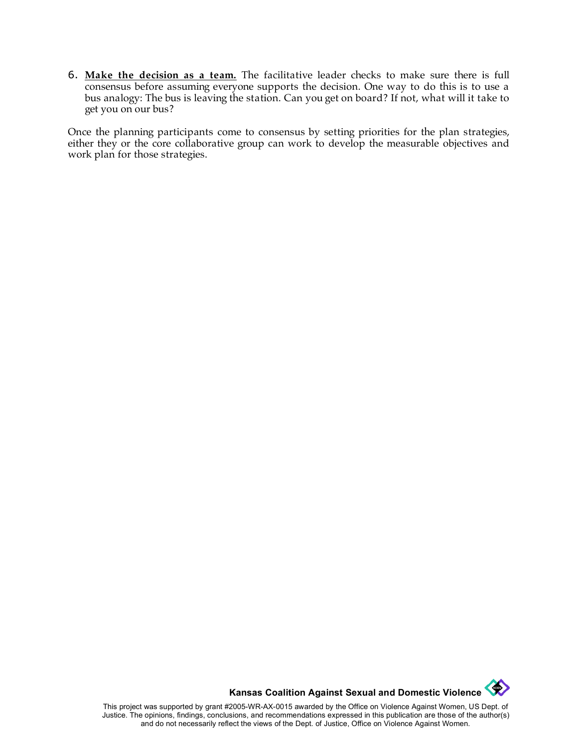6. **Make the decision as a team.** The facilitative leader checks to make sure there is full consensus before assuming everyone supports the decision. One way to do this is to use a bus analogy: The bus is leaving the station. Can you get on board? If not, what will it take to get you on our bus?

Once the planning participants come to consensus by setting priorities for the plan strategies, either they or the core collaborative group can work to develop the measurable objectives and work plan for those strategies.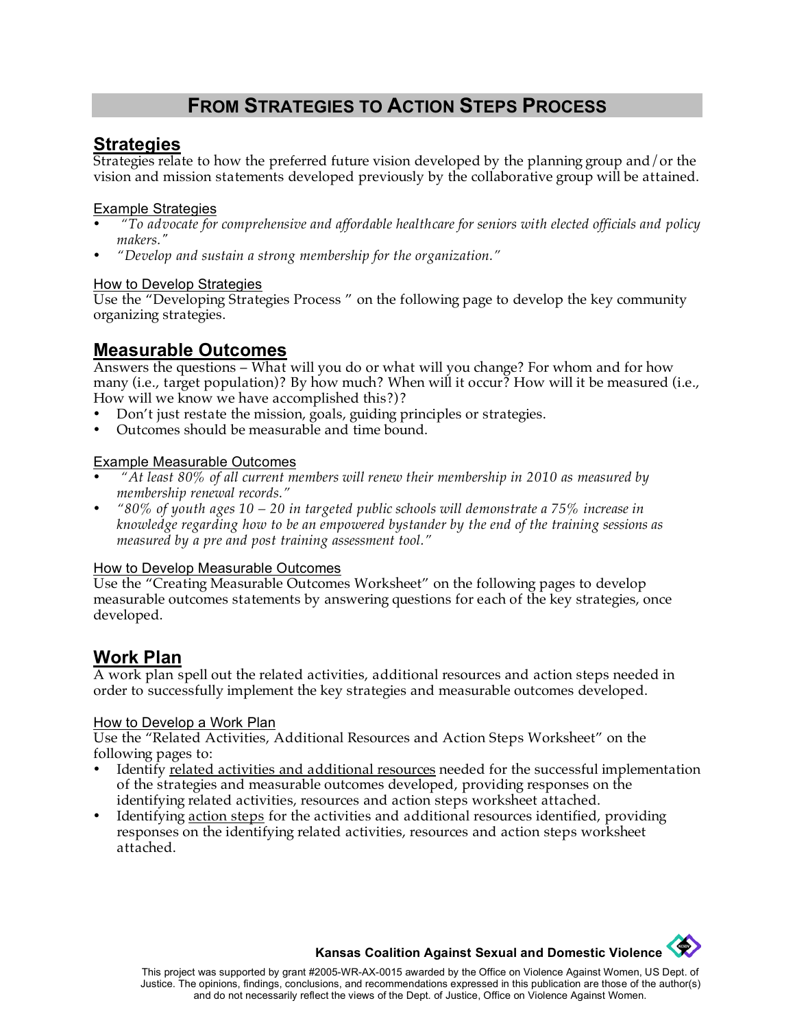# FROM STRATEGIES TO ACTION STEPS PROCESS

## Strategies

Strategies relate to how the preferred future vision developed by the planning group and/or the vision and mission statements developed previously by the collaborative group will be attained.

### Example Strategies

- *"To advocate for comprehensive and affordable healthcare for seniors with elected officials and policy makers."*
- *"Develop and sustain a strong membership for the organization."*

### How to Develop Strategies

Use the "Developing Strategies Process " on the following page to develop the key community organizing strategies.

## Measurable Outcomes

Answers the questions – What will you do or what will you change? For whom and for how many (i.e., target population)? By how much? When will it occur? How will it be measured (i.e., How will we know we have accomplished this?)?

- Don't just restate the mission, goals, guiding principles or strategies.
- Outcomes should be measurable and time bound.

### Example Measurable Outcomes

- *"At least 80% of all current members will renew their membership in 2010 as measured by membership renewal records."*
- *"80% of youth ages 10 – 20 in targeted public schools will demonstrate a 75% increase in knowledge regarding how to be an empowered bystander by the end of the training sessions as measured by a pre and post training assessment tool."*

### How to Develop Measurable Outcomes

Use the "Creating Measurable Outcomes Worksheet" on the following pages to develop measurable outcomes statements by answering questions for each of the key strategies, once developed.

## Work Plan

A work plan spell out the related activities, additional resources and action steps needed in order to successfully implement the key strategies and measurable outcomes developed.

### How to Develop a Work Plan

Use the "Related Activities, Additional Resources and Action Steps Worksheet" on the following pages to:

- Identify related activities and additional resources needed for the successful implementation of the strategies and measurable outcomes developed, providing responses on the identifying related activities, resources and action steps worksheet attached.
- Identifying action steps for the activities and additional resources identified, providing responses on the identifying related activities, resources and action steps worksheet attached.

**Kansas Coalition Against Sexual and Domestic Violence**

This project was supported by grant #2005-WR-AX-0015 awarded by the Office on Violence Against Women, US Dept. of Justice. The opinions, findings, conclusions, and recommendations expressed in this publication are those of the author(s) and do not necessarily reflect the views of the Dept. of Justice, Office on Violence Against Women.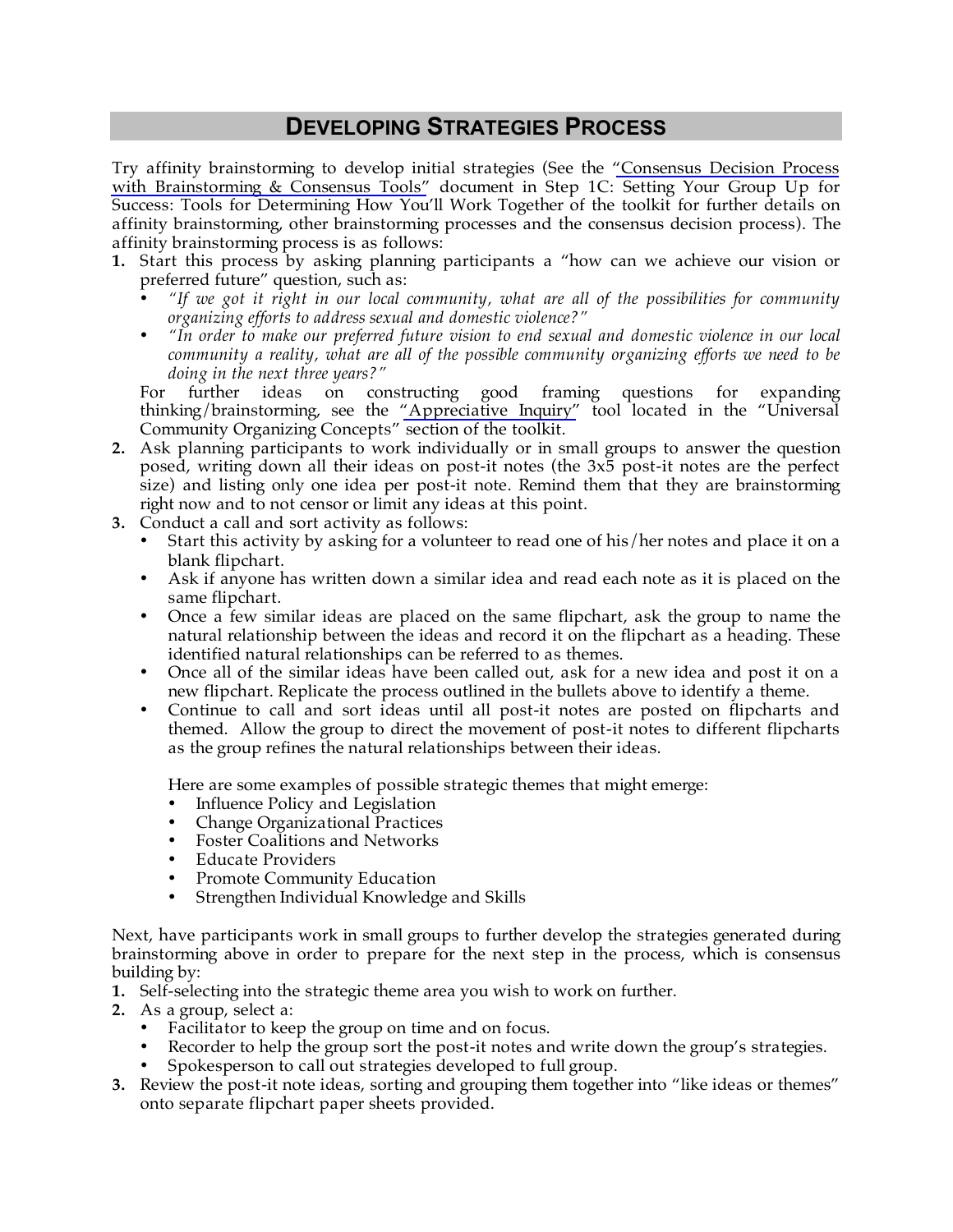## DEVELOPING STRATEGIES PROCESS

Try affinity brainstorming to develop initial strategies (See the "Consensus Decision Process with Brainstorming & Consensus Tools" document in Step 1C: Setting Your Group Up for Success: Tools for Determining How You'll Work Together of the toolkit for further details on affinity brainstorming, other brainstorming processes and the consensus decision process). The affinity brainstorming process is as follows:

1. Start this process by asking planning participants a "how can we achieve our vision or preferred future" question, such as:
   - *"If we got it right in our local community, what are all of the possibilities for community organizing efforts to address sexual and domestic violence?"*
   - *"In order to make our preferred future vision to end sexual and domestic violence in our local community a reality, what are all of the possible community organizing efforts we need to be doing in the next three years?"*

   For further ideas on constructing good framing questions for expanding thinking/brainstorming, see the "Appreciative Inquiry" tool located in the "Universal Community Organizing Concepts" section of the toolkit.
2. Ask planning participants to work individually or in small groups to answer the question posed, writing down all their ideas on post-it notes (the 3x5 post-it notes are the perfect size) and listing only one idea per post-it note. Remind them that they are brainstorming right now and to not censor or limit any ideas at this point.
3. Conduct a call and sort activity as follows:
   - Start this activity by asking for a volunteer to read one of his/her notes and place it on a blank flipchart.
   - Ask if anyone has written down a similar idea and read each note as it is placed on the same flipchart.
   - Once a few similar ideas are placed on the same flipchart, ask the group to name the natural relationship between the ideas and record it on the flipchart as a heading. These identified natural relationships can be referred to as themes.
   - Once all of the similar ideas have been called out, ask for a new idea and post it on a new flipchart. Replicate the process outlined in the bullets above to identify a theme.
   - Continue to call and sort ideas until all post-it notes are posted on flipcharts and themed. Allow the group to direct the movement of post-it notes to different flipcharts as the group refines the natural relationships between their ideas.

   Here are some examples of possible strategic themes that might emerge:
   - Influence Policy and Legislation
   - Change Organizational Practices
   - Foster Coalitions and Networks
   - Educate Providers
   - Promote Community Education
   - Strengthen Individual Knowledge and Skills

Next, have participants work in small groups to further develop the strategies generated during brainstorming above in order to prepare for the next step in the process, which is consensus building by:

1. Self-selecting into the strategic theme area you wish to work on further.
2. As a group, select a:
   - Facilitator to keep the group on time and on focus.
   - Recorder to help the group sort the post-it notes and write down the group's strategies.
   - Spokesperson to call out strategies developed to full group.
3. Review the post-it note ideas, sorting and grouping them together into "like ideas or themes" onto separate flipchart paper sheets provided.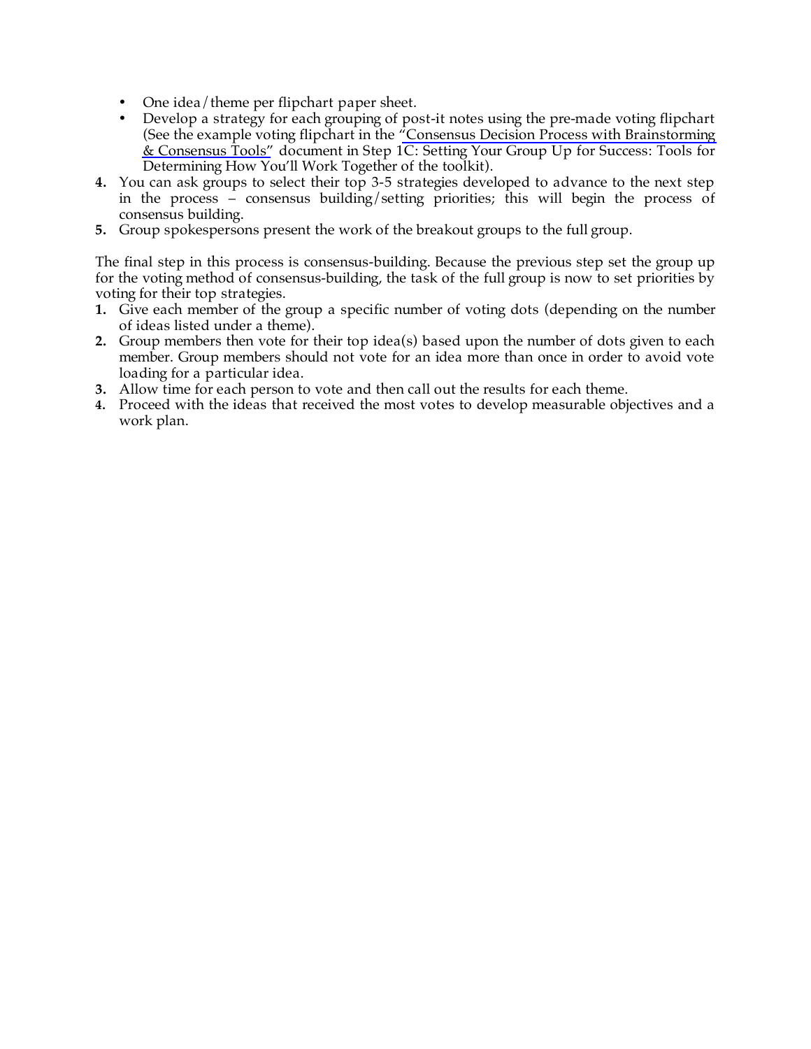- One idea/theme per flipchart paper sheet.
- Develop a strategy for each grouping of post-it notes using the pre-made voting flipchart (See the example voting flipchart in the "Consensus Decision Process with Brainstorming & Consensus Tools" document in Step 1C: Setting Your Group Up for Success: Tools for Determining How You'll Work Together of the toolkit).

4. You can ask groups to select their top 3-5 strategies developed to advance to the next step in the process – consensus building/setting priorities; this will begin the process of consensus building.
5. Group spokespersons present the work of the breakout groups to the full group.

The final step in this process is consensus-building. Because the previous step set the group up for the voting method of consensus-building, the task of the full group is now to set priorities by voting for their top strategies.

1. Give each member of the group a specific number of voting dots (depending on the number of ideas listed under a theme).
2. Group members then vote for their top idea(s) based upon the number of dots given to each member. Group members should not vote for an idea more than once in order to avoid vote loading for a particular idea.
3. Allow time for each person to vote and then call out the results for each theme.
4. Proceed with the ideas that received the most votes to develop measurable objectives and a work plan.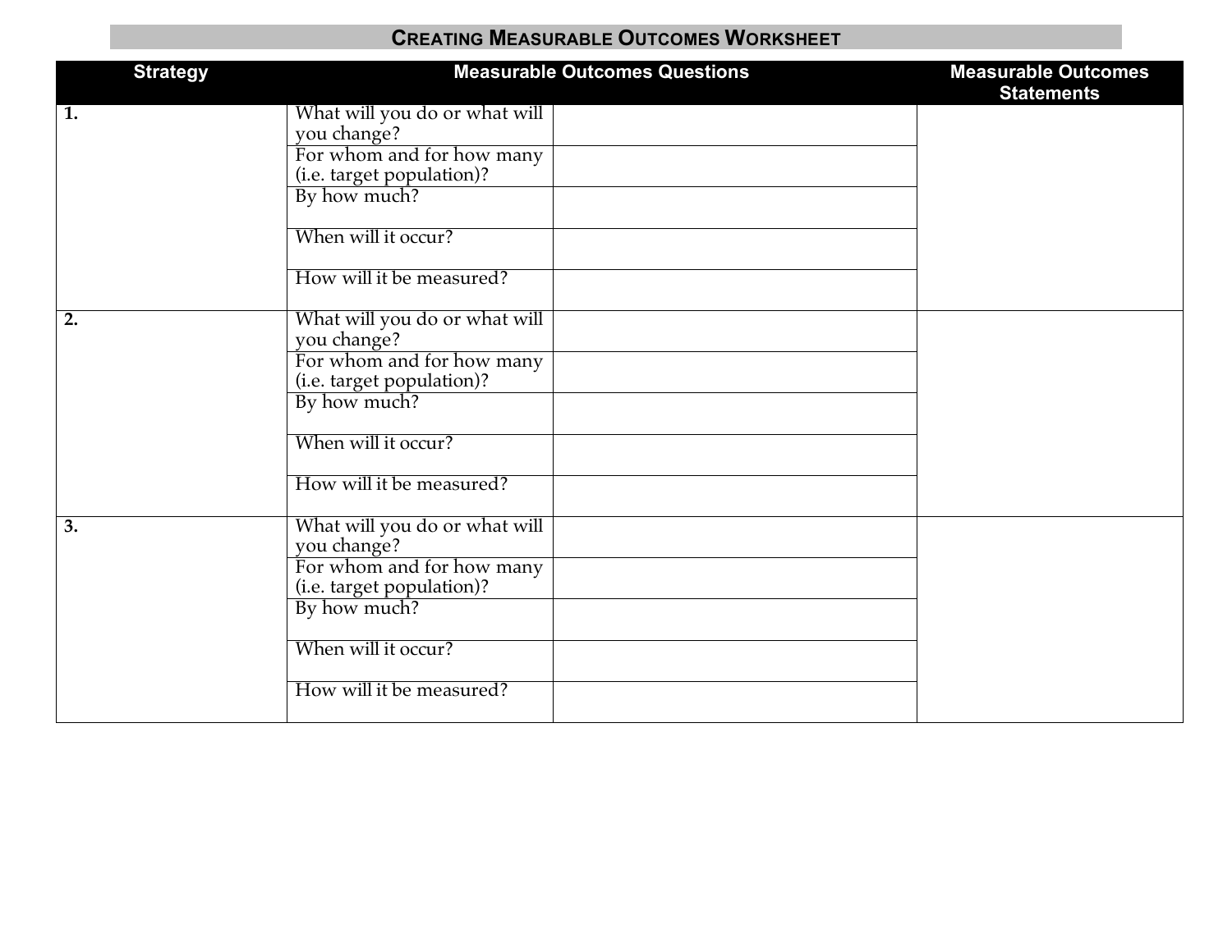# Creating Measurable Outcomes Worksheet

| Strategy | Measurable Outcomes Questions | | Measurable Outcomes Statements |
|---|---|---|---|
| **1.** | What will you do or what will you change? | | |
| | For whom and for how many (i.e. target population)? | | |
| | By how much? | | |
| | When will it occur? | | |
| | How will it be measured? | | |
| **2.** | What will you do or what will you change? | | |
| | For whom and for how many (i.e. target population)? | | |
| | By how much? | | |
| | When will it occur? | | |
| | How will it be measured? | | |
| **3.** | What will you do or what will you change? | | |
| | For whom and for how many (i.e. target population)? | | |
| | By how much? | | |
| | When will it occur? | | |
| | How will it be measured? | | |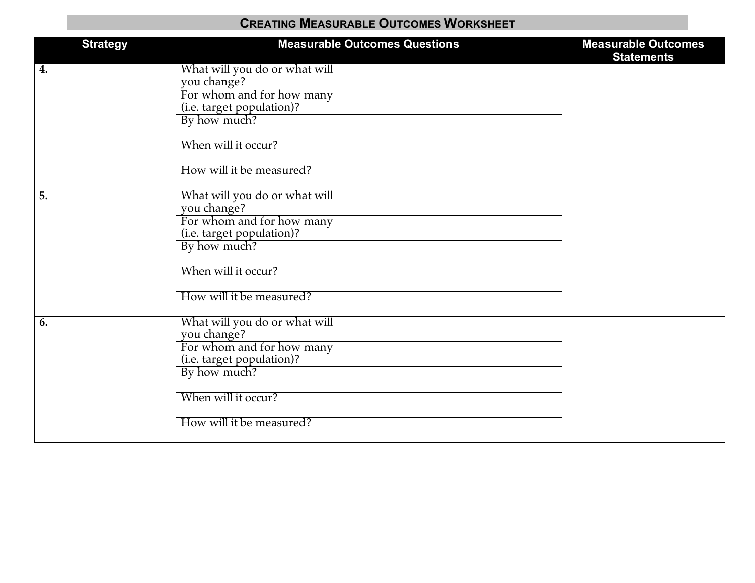## Creating Measurable Outcomes Worksheet

| Strategy | Measurable Outcomes Questions | | Measurable Outcomes Statements |
|---|---|---|---|
| **4.** | What will you do or what will you change? | | |
| | For whom and for how many (i.e. target population)? | | |
| | By how much? | | |
| | When will it occur? | | |
| | How will it be measured? | | |
| **5.** | What will you do or what will you change? | | |
| | For whom and for how many (i.e. target population)? | | |
| | By how much? | | |
| | When will it occur? | | |
| | How will it be measured? | | |
| **6.** | What will you do or what will you change? | | |
| | For whom and for how many (i.e. target population)? | | |
| | By how much? | | |
| | When will it occur? | | |
| | How will it be measured? | | |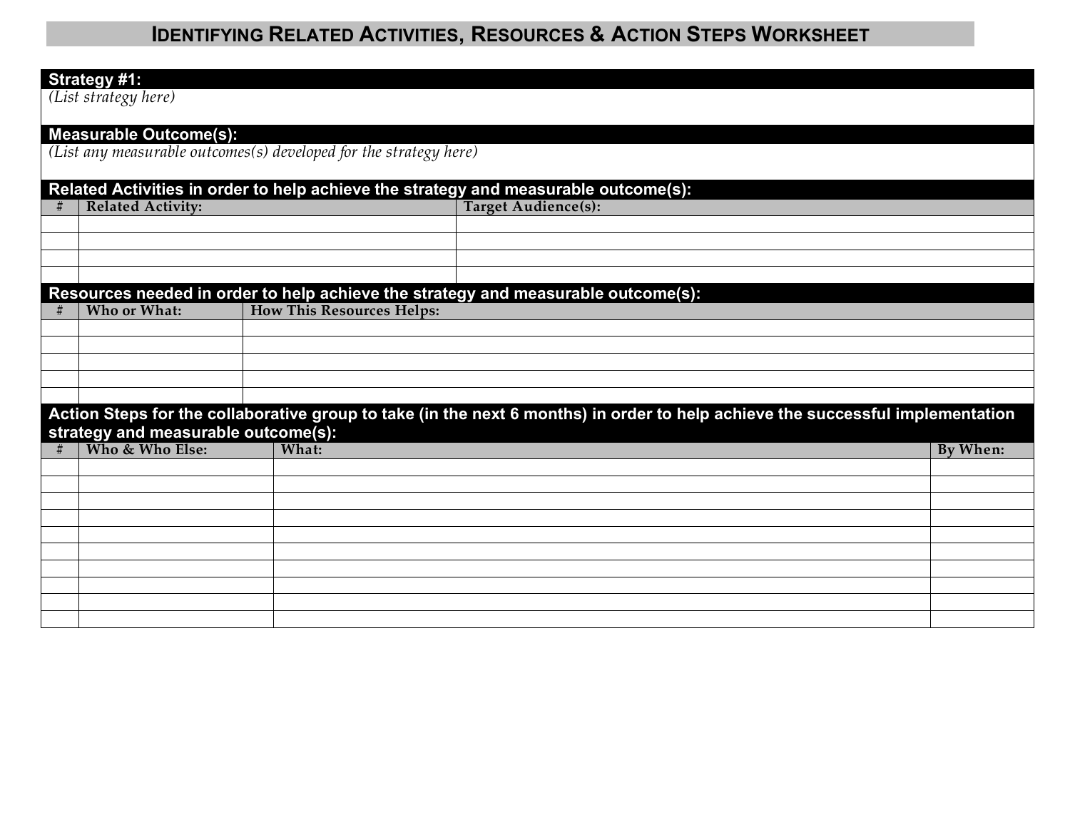# Identifying Related Activities, Resources & Action Steps Worksheet

**Strategy #1:**

*(List strategy here)*

**Measurable Outcome(s):**

*(List any measurable outcomes(s) developed for the strategy here)*

**Related Activities in order to help achieve the strategy and measurable outcome(s):**

| # | Related Activity: | Target Audience(s): |
|---|---|---|
| | | |
| | | |
| | | |
| | | |

**Resources needed in order to help achieve the strategy and measurable outcome(s):**

| # | Who or What: | How This Resources Helps: |
|---|---|---|
| | | |
| | | |
| | | |
| | | |
| | | |

**Action Steps for the collaborative group to take (in the next 6 months) in order to help achieve the successful implementation strategy and measurable outcome(s):**

| # | Who & Who Else: | What: | By When: |
|---|---|---|---|
| | | | |
| | | | |
| | | | |
| | | | |
| | | | |
| | | | |
| | | | |
| | | | |
| | | | |
| | | | |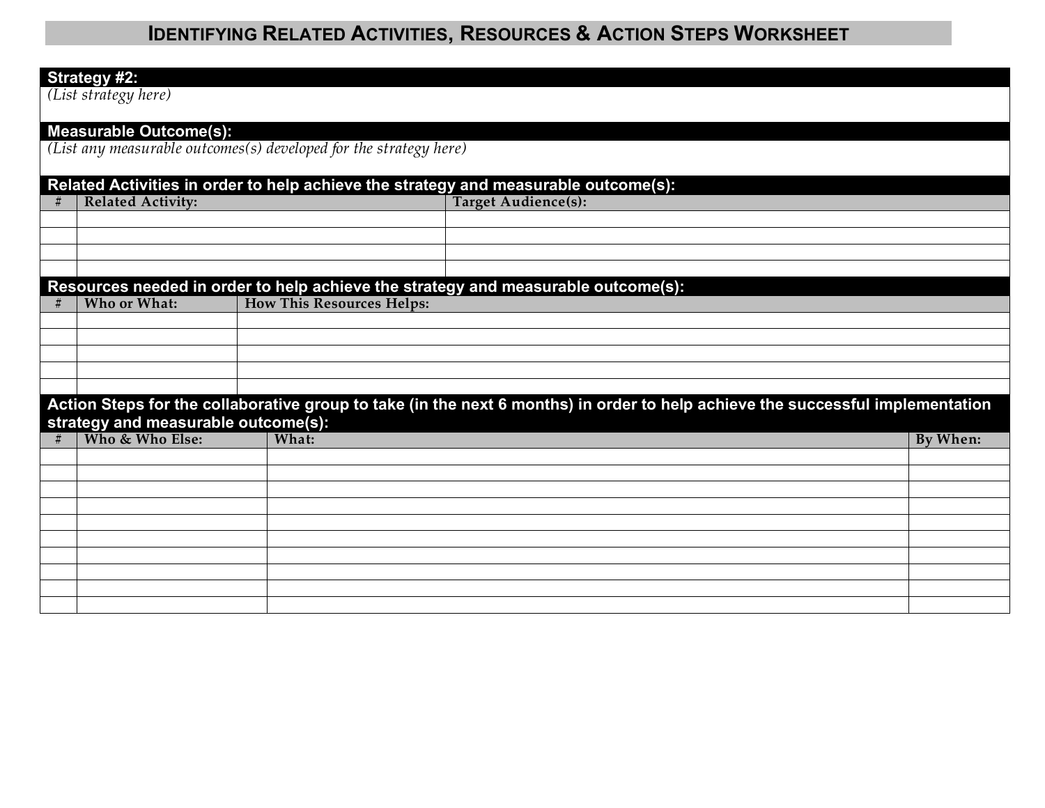# Identifying Related Activities, Resources & Action Steps Worksheet

**Strategy #2:**

*(List strategy here)*

**Measurable Outcome(s):**

*(List any measurable outcomes(s) developed for the strategy here)*

**Related Activities in order to help achieve the strategy and measurable outcome(s):**

| # | Related Activity: | Target Audience(s): |
|---|---|---|
| | | |
| | | |
| | | |
| | | |

**Resources needed in order to help achieve the strategy and measurable outcome(s):**

| # | Who or What: | How This Resources Helps: |
|---|---|---|
| | | |
| | | |
| | | |
| | | |
| | | |

**Action Steps for the collaborative group to take (in the next 6 months) in order to help achieve the successful implementation strategy and measurable outcome(s):**

| # | Who & Who Else: | What: | By When: |
|---|---|---|---|
| | | | |
| | | | |
| | | | |
| | | | |
| | | | |
| | | | |
| | | | |
| | | | |
| | | | |
| | | | |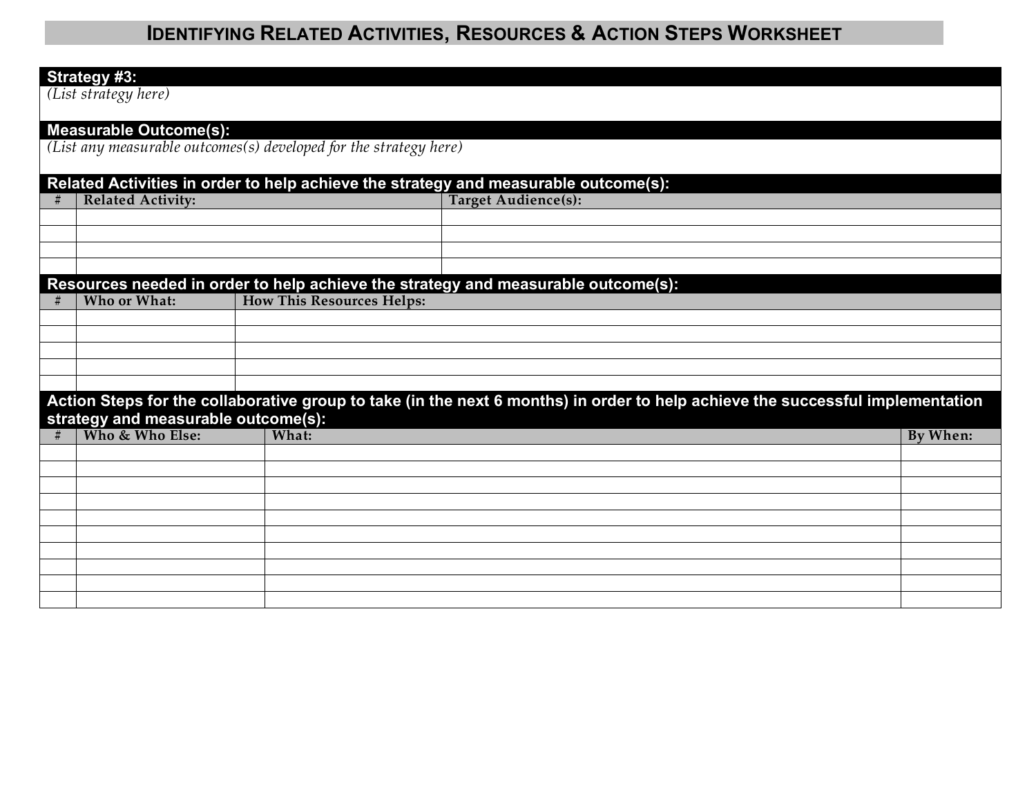# Identifying Related Activities, Resources & Action Steps Worksheet

**Strategy #3:**

*(List strategy here)*

**Measurable Outcome(s):**

*(List any measurable outcomes(s) developed for the strategy here)*

**Related Activities in order to help achieve the strategy and measurable outcome(s):**

| # | Related Activity: | Target Audience(s): |
|---|---|---|
| | | |
| | | |
| | | |
| | | |

**Resources needed in order to help achieve the strategy and measurable outcome(s):**

| # | Who or What: | How This Resources Helps: |
|---|---|---|
| | | |
| | | |
| | | |
| | | |
| | | |

**Action Steps for the collaborative group to take (in the next 6 months) in order to help achieve the successful implementation strategy and measurable outcome(s):**

| # | Who & Who Else: | What: | By When: |
|---|---|---|---|
| | | | |
| | | | |
| | | | |
| | | | |
| | | | |
| | | | |
| | | | |
| | | | |
| | | | |
| | | | |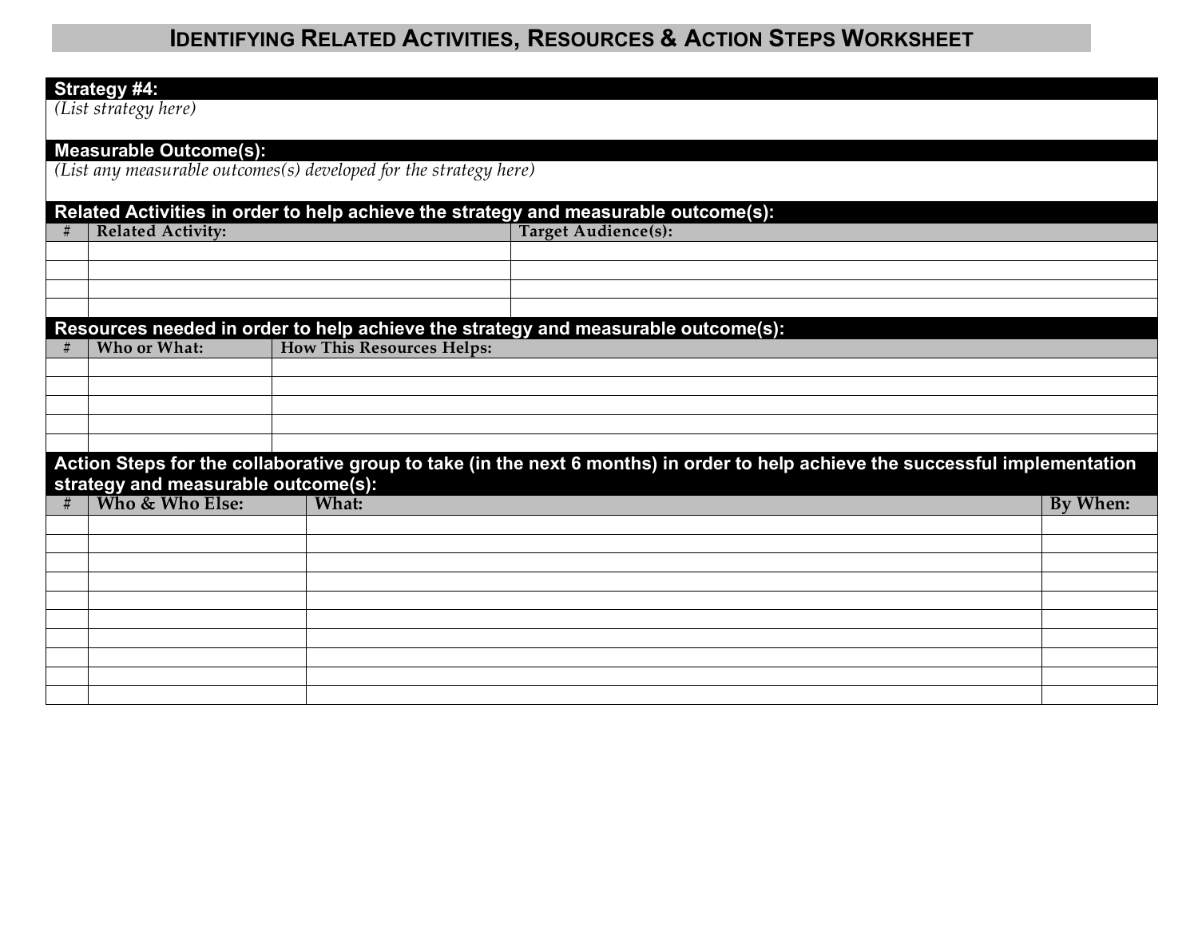# Identifying Related Activities, Resources & Action Steps Worksheet

**Strategy #4:**

*(List strategy here)*

**Measurable Outcome(s):**

*(List any measurable outcomes(s) developed for the strategy here)*

**Related Activities in order to help achieve the strategy and measurable outcome(s):**

| # | Related Activity: | Target Audience(s): |
|---|---|---|
| | | |
| | | |
| | | |
| | | |

**Resources needed in order to help achieve the strategy and measurable outcome(s):**

| # | Who or What: | How This Resources Helps: |
|---|---|---|
| | | |
| | | |
| | | |
| | | |
| | | |

**Action Steps for the collaborative group to take (in the next 6 months) in order to help achieve the successful implementation strategy and measurable outcome(s):**

| # | Who & Who Else: | What: | By When: |
|---|---|---|---|
| | | | |
| | | | |
| | | | |
| | | | |
| | | | |
| | | | |
| | | | |
| | | | |
| | | | |
| | | | |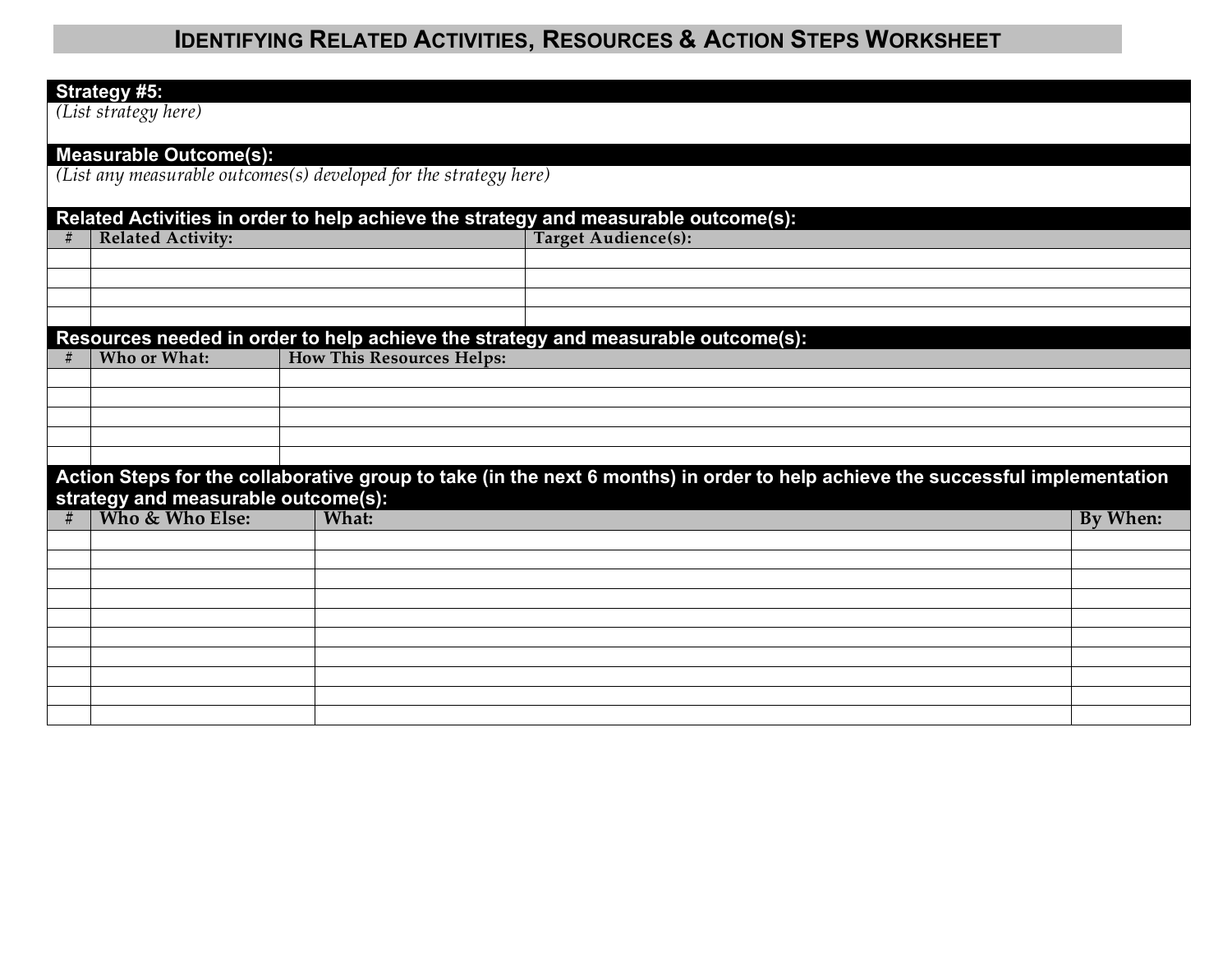# IDENTIFYING RELATED ACTIVITIES, RESOURCES & ACTION STEPS WORKSHEET

**Strategy #5:**

*(List strategy here)*

**Measurable Outcome(s):**

*(List any measurable outcomes(s) developed for the strategy here)*

**Related Activities in order to help achieve the strategy and measurable outcome(s):**

| # | Related Activity: | Target Audience(s): |
|---|---|---|
| | | |
| | | |
| | | |
| | | |

**Resources needed in order to help achieve the strategy and measurable outcome(s):**

| # | Who or What: | How This Resources Helps: |
|---|---|---|
| | | |
| | | |
| | | |
| | | |
| | | |

**Action Steps for the collaborative group to take (in the next 6 months) in order to help achieve the successful implementation strategy and measurable outcome(s):**

| # | Who & Who Else: | What: | By When: |
|---|---|---|---|
| | | | |
| | | | |
| | | | |
| | | | |
| | | | |
| | | | |
| | | | |
| | | | |
| | | | |
| | | | |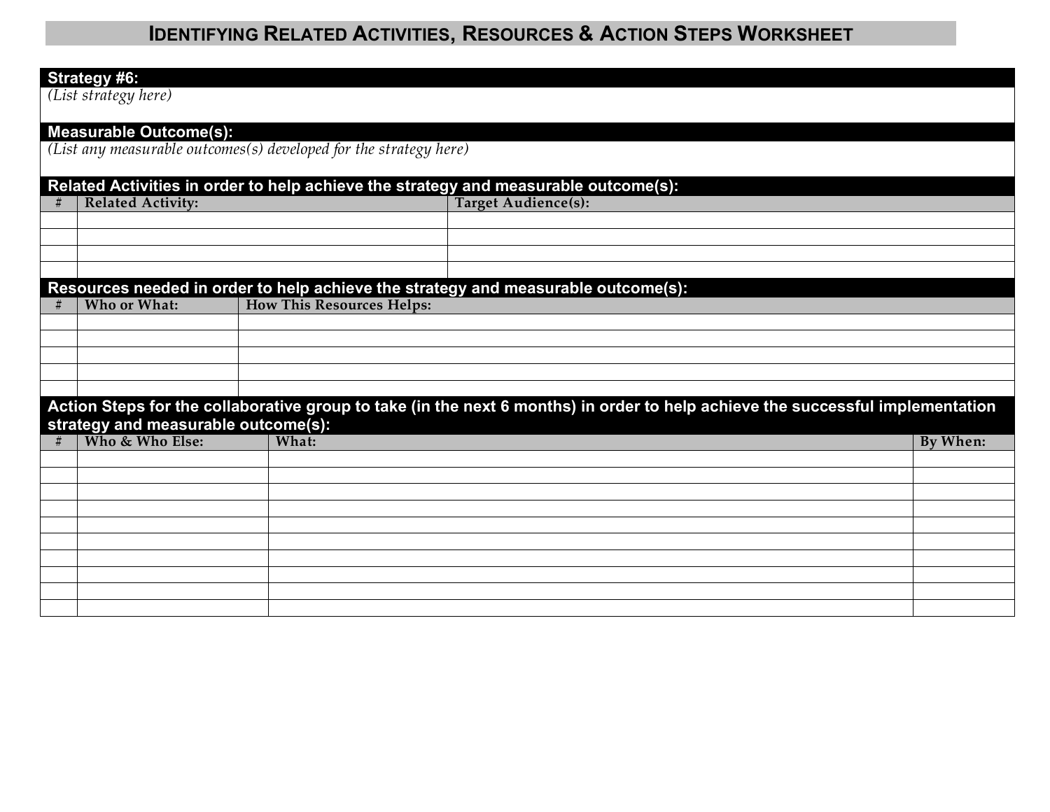# Identifying Related Activities, Resources & Action Steps Worksheet

**Strategy #6:**

*(List strategy here)*

**Measurable Outcome(s):**

*(List any measurable outcomes(s) developed for the strategy here)*

**Related Activities in order to help achieve the strategy and measurable outcome(s):**

| # | Related Activity: | Target Audience(s): |
|---|---|---|
| | | |
| | | |
| | | |
| | | |

**Resources needed in order to help achieve the strategy and measurable outcome(s):**

| # | Who or What: | How This Resources Helps: |
|---|---|---|
| | | |
| | | |
| | | |
| | | |
| | | |

**Action Steps for the collaborative group to take (in the next 6 months) in order to help achieve the successful implementation strategy and measurable outcome(s):**

| # | Who & Who Else: | What: | By When: |
|---|---|---|---|
| | | | |
| | | | |
| | | | |
| | | | |
| | | | |
| | | | |
| | | | |
| | | | |
| | | | |
| | | | |